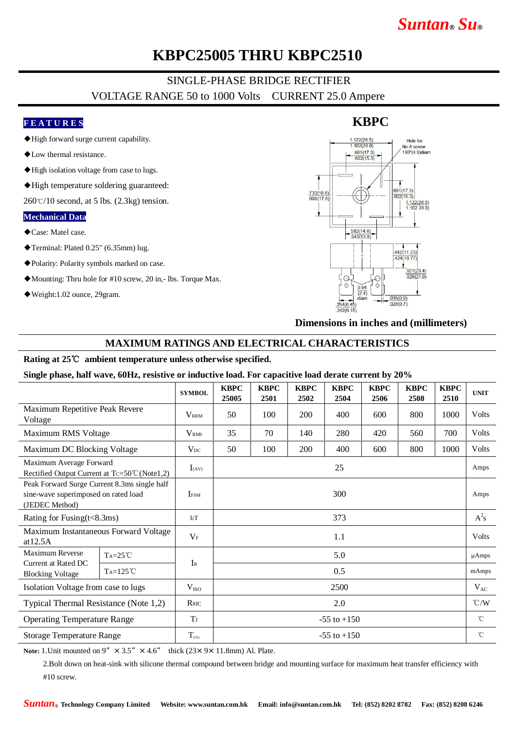# KBPC25005 THRU KBPC2510

SINGLE-PHASE BRIDGE RECTIFIER

VOLTAGE RANGE 50 to 1000 Volts    CURRENT 25.0 Ampere

## FEATURES

- ◆High forward surge current capability.
- ◆Low thermal resistance.
- ◆High isolation voltage from case to lugs.
- ◆High temperature soldering guaranteed:

260℃/10 second, at 5 lbs. (2.3kg) tension.

## Mechanical Data

- ◆Case: Matel case.
- ◆Terminal: Plated 0.25" (6.35mm) lug.
- ◆Polarity: Polarity symbols marked on case.
- ◆Mounting: Thru hole for #10 screw, 20 in,- lbs. Torque Max.
- ◆Weight:1.02 ounce, 29gram.

## KBPC

Dimensions in inches and (millimeters)

## MAXIMUM RATINGS AND ELECTRICAL CHARACTERISTICS

**Rating at 25℃ ambient temperature unless otherwise specified.**

**Single phase, half wave, 60Hz, resistive or inductive load. For capacitive load derate current by 20%**

| | | SYMBOL | KBPC 25005 | KBPC 2501 | KBPC 2502 | KBPC 2504 | KBPC 2506 | KBPC 2508 | KBPC 2510 | UNIT |
|---|---|---|---|---|---|---|---|---|---|---|
| Maximum Repetitive Peak Revere Voltage | | $V_{RRM}$ | 50 | 100 | 200 | 400 | 600 | 800 | 1000 | Volts |
| Maximum RMS Voltage | | $V_{RMS}$ | 35 | 70 | 140 | 280 | 420 | 560 | 700 | Volts |
| Maximum DC Blocking Voltage | | $V_{DC}$ | 50 | 100 | 200 | 400 | 600 | 800 | 1000 | Volts |
| Maximum Average Forward Rectified Output Current at $T_C$=50℃(Note1,2) | | $I_{(AV)}$ | 25 | | | | | | | Amps |
| Peak Forward Surge Current 8.3ms single half sine-wave superimposed on rated load (JEDEC Method) | | $I_{FSM}$ | 300 | | | | | | | Amps |
| Rating for Fusing(t<8.3ms) | | $I^2T$ | 373 | | | | | | | $A^2s$ |
| Maximum Instantaneous Forward Voltage at12.5A | | $V_F$ | 1.1 | | | | | | | Volts |
| Maximum Reverse Current at Rated DC Blocking Voltage | $T_A$=25℃ | $I_R$ | 5.0 | | | | | | | µAmps |
| | $T_A$=125℃ | | 0.5 | | | | | | | mAmps |
| Isolation Voltage from case to lugs | | $V_{ISO}$ | 2500 | | | | | | | $V_{AC}$ |
| Typical Thermal Resistance (Note 1,2) | | $R_{θJC}$ | 2.0 | | | | | | | ℃/W |
| Operating Temperature Range | | $T_J$ | -55 to +150 | | | | | | | ℃ |
| Storage Temperature Range | | $T_{STG}$ | -55 to +150 | | | | | | | ℃ |

**Note:** 1.Unit mounted on 9" × 3.5" × 4.6" thick (23× 9× 11.8mm) Al. Plate.

2.Bolt down on heat-sink with silicone thermal compound between bridge and mounting surface for maximum heat transfer efficiency with #10 screw.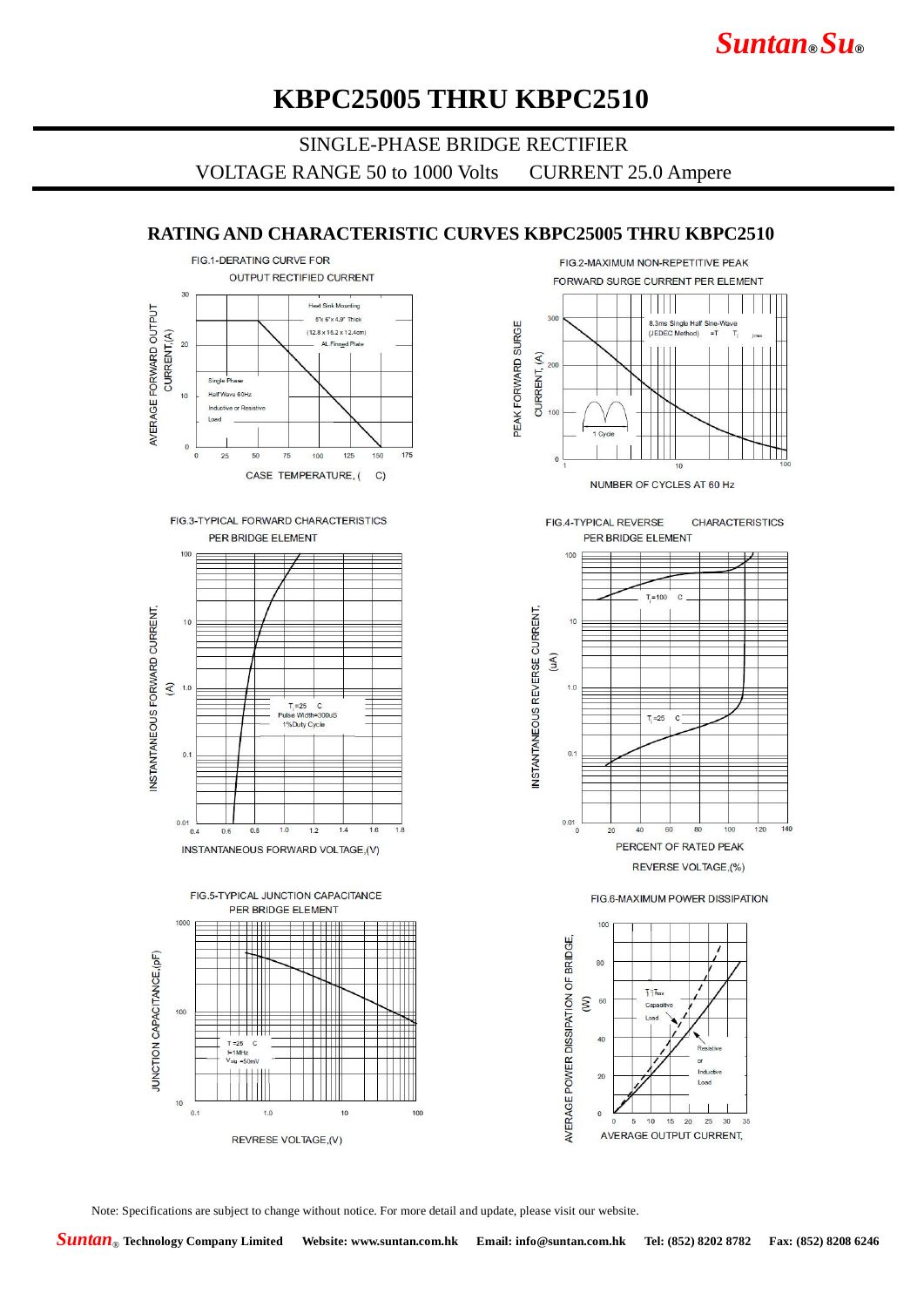# KBPC25005 THRU KBPC2510

SINGLE-PHASE BRIDGE RECTIFIER

VOLTAGE RANGE 50 to 1000 Volts    CURRENT 25.0 Ampere

## RATING AND CHARACTERISTIC CURVES KBPC25005 THRU KBPC2510

FIG.1-DERATING CURVE FOR OUTPUT RECTIFIED CURRENT

AVERAGE FORWARD OUTPUT CURRENT,(A)

30
20
10
0

0 25 50 75 100 125 150 175

CASE TEMPERATURE, ( C)

Heat Sink Mounting
5"x 6"x 4.9" Thick
(12.8 x 15.2 x 12.4cm)
AL Finned Plate

Single Phase
Half Wave 60Hz
Inductive or Resistive
Load

FIG.2-MAXIMUM NON-REPETITIVE PEAK FORWARD SURGE CURRENT PER ELEMENT

PEAK FORWARD SURGE CURRENT, (A)

300
200
100
0

1 10 100

NUMBER OF CYCLES AT 60 Hz

8.3ms Single Half Sine-Wave
(JEDEC Method) =T $T_{jmax}$

1 Cycle

FIG.3-TYPICAL FORWARD CHARACTERISTICS PER BRIDGE ELEMENT

INSTANTANEOUS FORWARD CURRENT, (A)

100
10
1.0
0.1
0.01

0.4 0.6 0.8 1.0 1.2 1.4 1.6 1.8

INSTANTANEOUS FORWARD VOLTAGE,(V)

$T_j$=25 C
Pulse Width=300uS
1%Duty Cycle

FIG.4-TYPICAL REVERSE CHARACTERISTICS PER BRIDGE ELEMENT

INSTANTANEOUS REVERSE CURRENT, (uA)

100
10
1.0
0.1
0.01

0 20 40 60 80 100 120 140

PERCENT OF RATED PEAK REVERSE VOLTAGE,(%)

$T_j$=100 C

$T_j$=25 C

FIG.5-TYPICAL JUNCTION CAPACITANCE PER BRIDGE ELEMENT

JUNCTION CAPACITANCE,(pF)

1000
100
10

0.1 1.0 10 100

REVRESE VOLTAGE,(V)

T =25 C
f=1MHz
$V_{sig}$ =50mV

FIG.6-MAXIMUM POWER DISSIPATION

AVERAGE POWER DISSIPATION OF BRIDGE, (W)

100
80
60
40
20
0

0 5 10 15 20 25 30 35

AVERAGE OUTPUT CURRENT,

$T_j T_{jmax}$
Capacitive
Load

Resistive
or
Inductive
Load

Note: Specifications are subject to change without notice. For more detail and update, please visit our website.

**Suntan® Technology Company Limited    Website: www.suntan.com.hk    Email: info@suntan.com.hk    Tel: (852) 8202 8782    Fax: (852) 8208 6246**